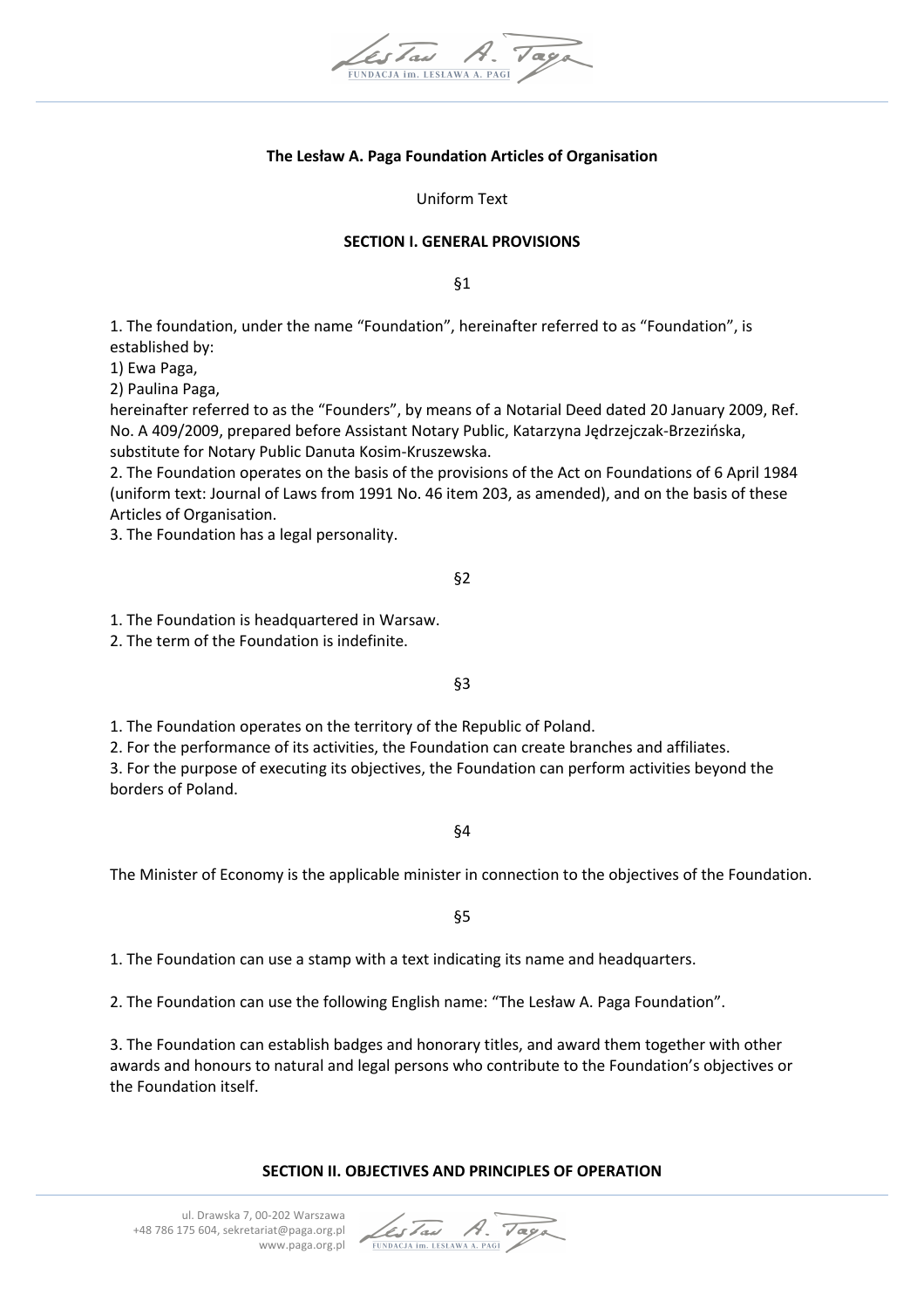# The Lesław A. Paga Foundation Articles of Organisation

Uniform Text

## SECTION I. GENERAL PROVISIONS

§1

1. The foundation, under the name "Foundation", hereinafter referred to as "Foundation", is established by:
1) Ewa Paga,
2) Paulina Paga,
hereinafter referred to as the "Founders", by means of a Notarial Deed dated 20 January 2009, Ref. No. A 409/2009, prepared before Assistant Notary Public, Katarzyna Jędrzejczak-Brzezińska, substitute for Notary Public Danuta Kosim-Kruszewska.
2. The Foundation operates on the basis of the provisions of the Act on Foundations of 6 April 1984 (uniform text: Journal of Laws from 1991 No. 46 item 203, as amended), and on the basis of these Articles of Organisation.
3. The Foundation has a legal personality.

§2

1. The Foundation is headquartered in Warsaw.
2. The term of the Foundation is indefinite.

§3

1. The Foundation operates on the territory of the Republic of Poland.
2. For the performance of its activities, the Foundation can create branches and affiliates.
3. For the purpose of executing its objectives, the Foundation can perform activities beyond the borders of Poland.

§4

The Minister of Economy is the applicable minister in connection to the objectives of the Foundation.

§5

1. The Foundation can use a stamp with a text indicating its name and headquarters.

2. The Foundation can use the following English name: "The Lesław A. Paga Foundation".

3. The Foundation can establish badges and honorary titles, and award them together with other awards and honours to natural and legal persons who contribute to the Foundation's objectives or the Foundation itself.

## SECTION II. OBJECTIVES AND PRINCIPLES OF OPERATION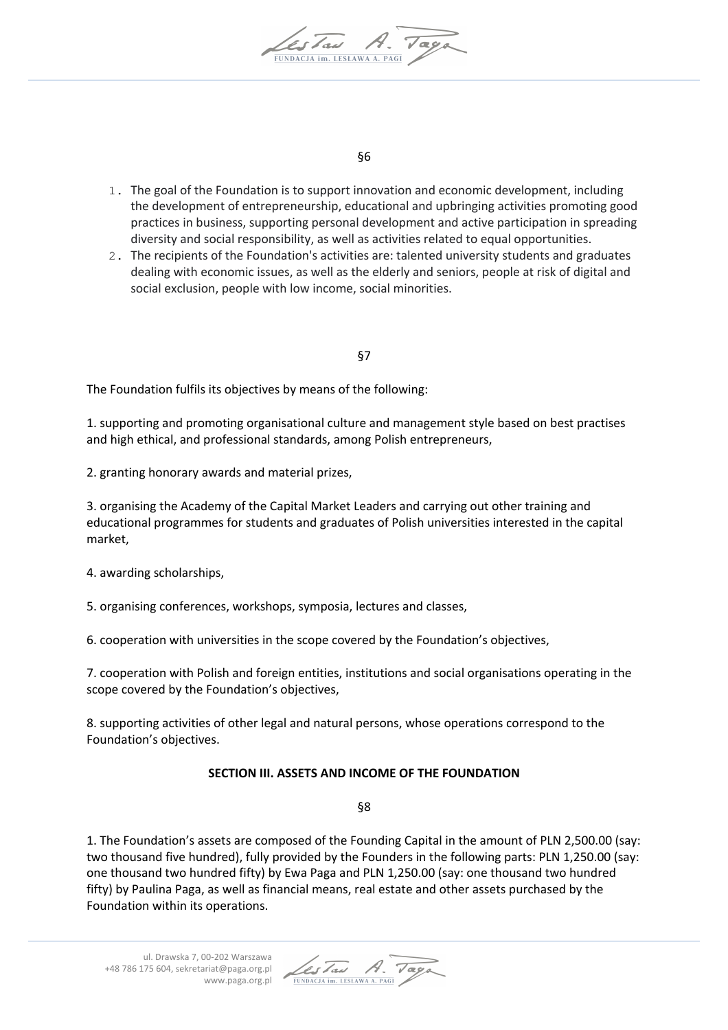§6

1. The goal of the Foundation is to support innovation and economic development, including the development of entrepreneurship, educational and upbringing activities promoting good practices in business, supporting personal development and active participation in spreading diversity and social responsibility, as well as activities related to equal opportunities.
2. The recipients of the Foundation's activities are: talented university students and graduates dealing with economic issues, as well as the elderly and seniors, people at risk of digital and social exclusion, people with low income, social minorities.

§7

The Foundation fulfils its objectives by means of the following:

1. supporting and promoting organisational culture and management style based on best practises and high ethical, and professional standards, among Polish entrepreneurs,

2. granting honorary awards and material prizes,

3. organising the Academy of the Capital Market Leaders and carrying out other training and educational programmes for students and graduates of Polish universities interested in the capital market,

4. awarding scholarships,

5. organising conferences, workshops, symposia, lectures and classes,

6. cooperation with universities in the scope covered by the Foundation's objectives,

7. cooperation with Polish and foreign entities, institutions and social organisations operating in the scope covered by the Foundation's objectives,

8. supporting activities of other legal and natural persons, whose operations correspond to the Foundation's objectives.

## SECTION III. ASSETS AND INCOME OF THE FOUNDATION

§8

1. The Foundation's assets are composed of the Founding Capital in the amount of PLN 2,500.00 (say: two thousand five hundred), fully provided by the Founders in the following parts: PLN 1,250.00 (say: one thousand two hundred fifty) by Ewa Paga and PLN 1,250.00 (say: one thousand two hundred fifty) by Paulina Paga, as well as financial means, real estate and other assets purchased by the Foundation within its operations.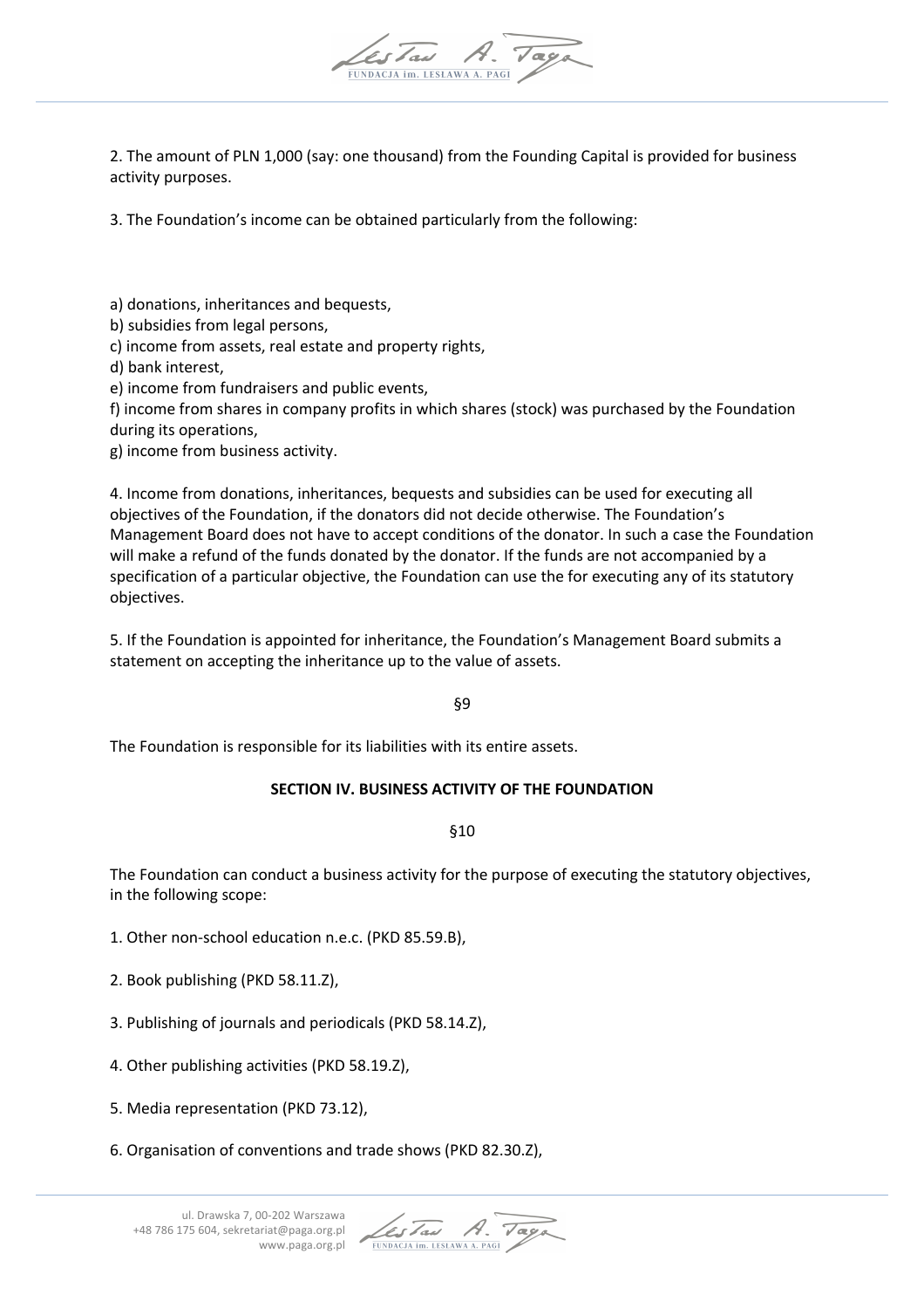2. The amount of PLN 1,000 (say: one thousand) from the Founding Capital is provided for business activity purposes.

3. The Foundation's income can be obtained particularly from the following:

a) donations, inheritances and bequests,
b) subsidies from legal persons,
c) income from assets, real estate and property rights,
d) bank interest,
e) income from fundraisers and public events,
f) income from shares in company profits in which shares (stock) was purchased by the Foundation during its operations,
g) income from business activity.

4. Income from donations, inheritances, bequests and subsidies can be used for executing all objectives of the Foundation, if the donators did not decide otherwise. The Foundation's Management Board does not have to accept conditions of the donator. In such a case the Foundation will make a refund of the funds donated by the donator. If the funds are not accompanied by a specification of a particular objective, the Foundation can use the for executing any of its statutory objectives.

5. If the Foundation is appointed for inheritance, the Foundation's Management Board submits a statement on accepting the inheritance up to the value of assets.

§9

The Foundation is responsible for its liabilities with its entire assets.

## SECTION IV. BUSINESS ACTIVITY OF THE FOUNDATION

§10

The Foundation can conduct a business activity for the purpose of executing the statutory objectives, in the following scope:

1. Other non-school education n.e.c. (PKD 85.59.B),

2. Book publishing (PKD 58.11.Z),

3. Publishing of journals and periodicals (PKD 58.14.Z),

4. Other publishing activities (PKD 58.19.Z),

5. Media representation (PKD 73.12),

6. Organisation of conventions and trade shows (PKD 82.30.Z),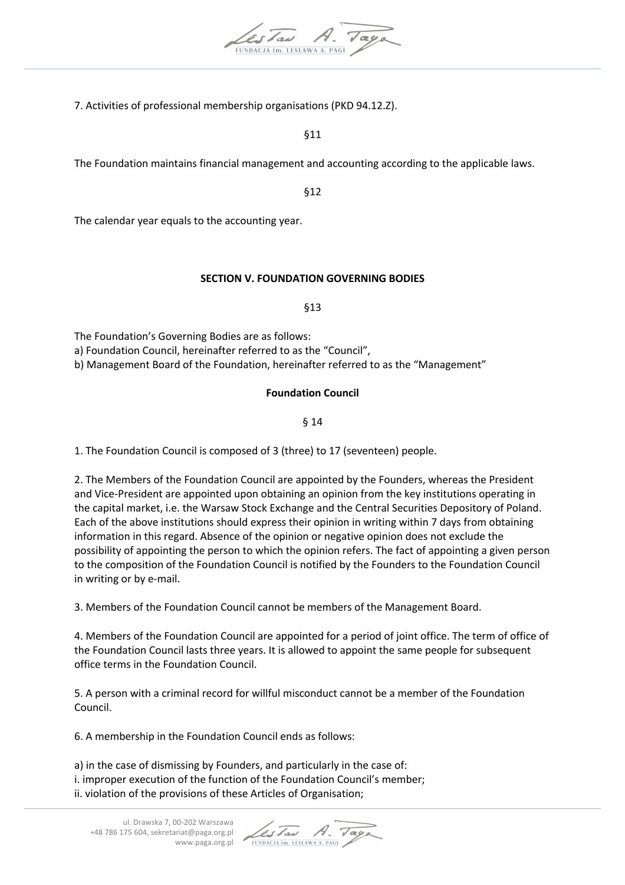7. Activities of professional membership organisations (PKD 94.12.Z).

§11

The Foundation maintains financial management and accounting according to the applicable laws.

§12

The calendar year equals to the accounting year.

## SECTION V. FOUNDATION GOVERNING BODIES

§13

The Foundation's Governing Bodies are as follows:
a) Foundation Council, hereinafter referred to as the "Council",
b) Management Board of the Foundation, hereinafter referred to as the "Management"

### Foundation Council

§ 14

1. The Foundation Council is composed of 3 (three) to 17 (seventeen) people.

2. The Members of the Foundation Council are appointed by the Founders, whereas the President and Vice-President are appointed upon obtaining an opinion from the key institutions operating in the capital market, i.e. the Warsaw Stock Exchange and the Central Securities Depository of Poland. Each of the above institutions should express their opinion in writing within 7 days from obtaining information in this regard. Absence of the opinion or negative opinion does not exclude the possibility of appointing the person to which the opinion refers. The fact of appointing a given person to the composition of the Foundation Council is notified by the Founders to the Foundation Council in writing or by e-mail.

3. Members of the Foundation Council cannot be members of the Management Board.

4. Members of the Foundation Council are appointed for a period of joint office. The term of office of the Foundation Council lasts three years. It is allowed to appoint the same people for subsequent office terms in the Foundation Council.

5. A person with a criminal record for willful misconduct cannot be a member of the Foundation Council.

6. A membership in the Foundation Council ends as follows:

a) in the case of dismissing by Founders, and particularly in the case of:
i. improper execution of the function of the Foundation Council's member;
ii. violation of the provisions of these Articles of Organisation;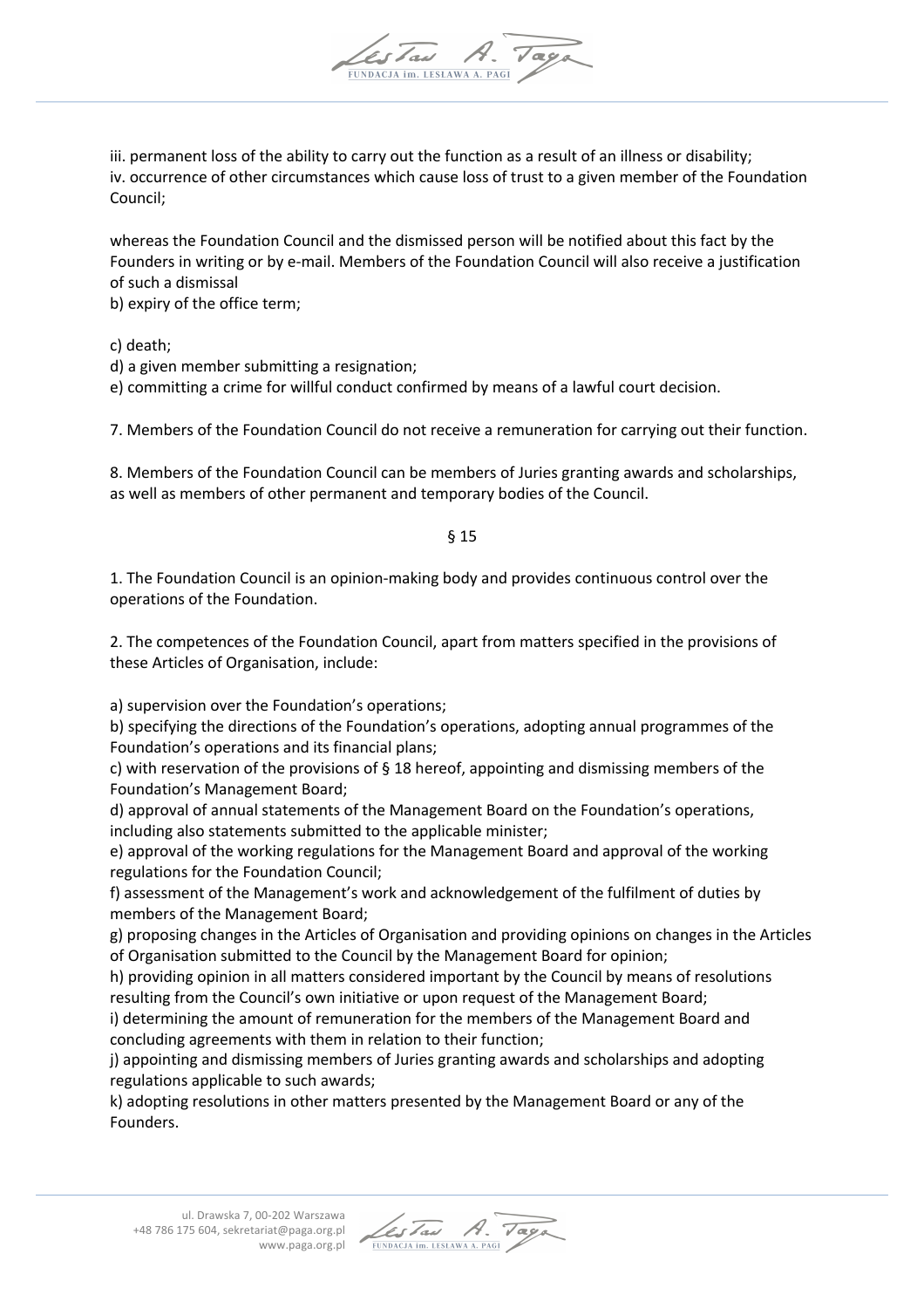iii. permanent loss of the ability to carry out the function as a result of an illness or disability;
iv. occurrence of other circumstances which cause loss of trust to a given member of the Foundation Council;

whereas the Foundation Council and the dismissed person will be notified about this fact by the Founders in writing or by e-mail. Members of the Foundation Council will also receive a justification of such a dismissal
b) expiry of the office term;

c) death;
d) a given member submitting a resignation;
e) committing a crime for willful conduct confirmed by means of a lawful court decision.

7. Members of the Foundation Council do not receive a remuneration for carrying out their function.

8. Members of the Foundation Council can be members of Juries granting awards and scholarships, as well as members of other permanent and temporary bodies of the Council.

§ 15

1. The Foundation Council is an opinion-making body and provides continuous control over the operations of the Foundation.

2. The competences of the Foundation Council, apart from matters specified in the provisions of these Articles of Organisation, include:

a) supervision over the Foundation's operations;
b) specifying the directions of the Foundation's operations, adopting annual programmes of the Foundation's operations and its financial plans;
c) with reservation of the provisions of § 18 hereof, appointing and dismissing members of the Foundation's Management Board;
d) approval of annual statements of the Management Board on the Foundation's operations, including also statements submitted to the applicable minister;
e) approval of the working regulations for the Management Board and approval of the working regulations for the Foundation Council;
f) assessment of the Management's work and acknowledgement of the fulfilment of duties by members of the Management Board;
g) proposing changes in the Articles of Organisation and providing opinions on changes in the Articles of Organisation submitted to the Council by the Management Board for opinion;
h) providing opinion in all matters considered important by the Council by means of resolutions resulting from the Council's own initiative or upon request of the Management Board;
i) determining the amount of remuneration for the members of the Management Board and concluding agreements with them in relation to their function;
j) appointing and dismissing members of Juries granting awards and scholarships and adopting regulations applicable to such awards;
k) adopting resolutions in other matters presented by the Management Board or any of the Founders.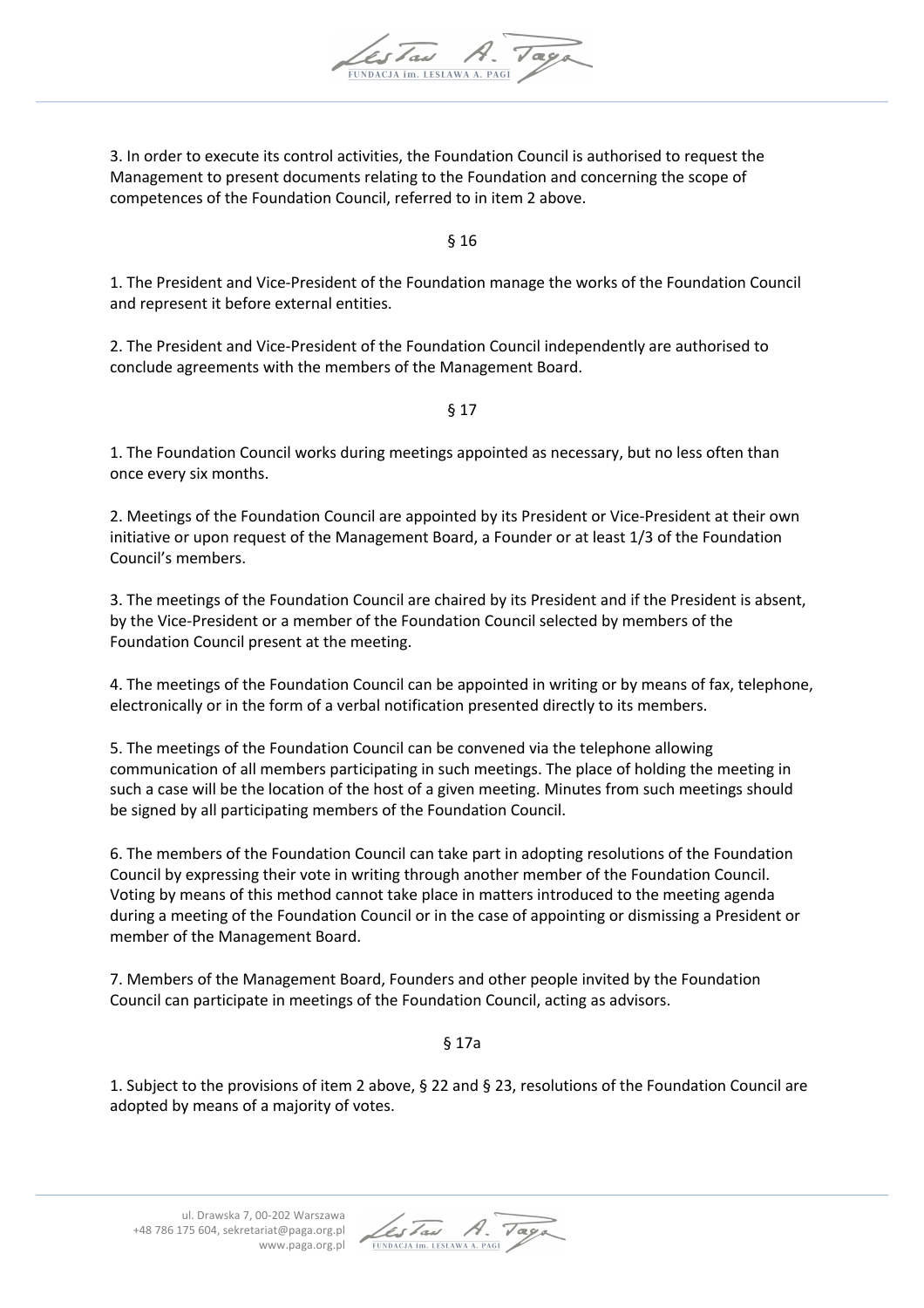3. In order to execute its control activities, the Foundation Council is authorised to request the Management to present documents relating to the Foundation and concerning the scope of competences of the Foundation Council, referred to in item 2 above.

§ 16

1. The President and Vice-President of the Foundation manage the works of the Foundation Council and represent it before external entities.

2. The President and Vice-President of the Foundation Council independently are authorised to conclude agreements with the members of the Management Board.

§ 17

1. The Foundation Council works during meetings appointed as necessary, but no less often than once every six months.

2. Meetings of the Foundation Council are appointed by its President or Vice-President at their own initiative or upon request of the Management Board, a Founder or at least 1/3 of the Foundation Council's members.

3. The meetings of the Foundation Council are chaired by its President and if the President is absent, by the Vice-President or a member of the Foundation Council selected by members of the Foundation Council present at the meeting.

4. The meetings of the Foundation Council can be appointed in writing or by means of fax, telephone, electronically or in the form of a verbal notification presented directly to its members.

5. The meetings of the Foundation Council can be convened via the telephone allowing communication of all members participating in such meetings. The place of holding the meeting in such a case will be the location of the host of a given meeting. Minutes from such meetings should be signed by all participating members of the Foundation Council.

6. The members of the Foundation Council can take part in adopting resolutions of the Foundation Council by expressing their vote in writing through another member of the Foundation Council. Voting by means of this method cannot take place in matters introduced to the meeting agenda during a meeting of the Foundation Council or in the case of appointing or dismissing a President or member of the Management Board.

7. Members of the Management Board, Founders and other people invited by the Foundation Council can participate in meetings of the Foundation Council, acting as advisors.

§ 17a

1. Subject to the provisions of item 2 above, § 22 and § 23, resolutions of the Foundation Council are adopted by means of a majority of votes.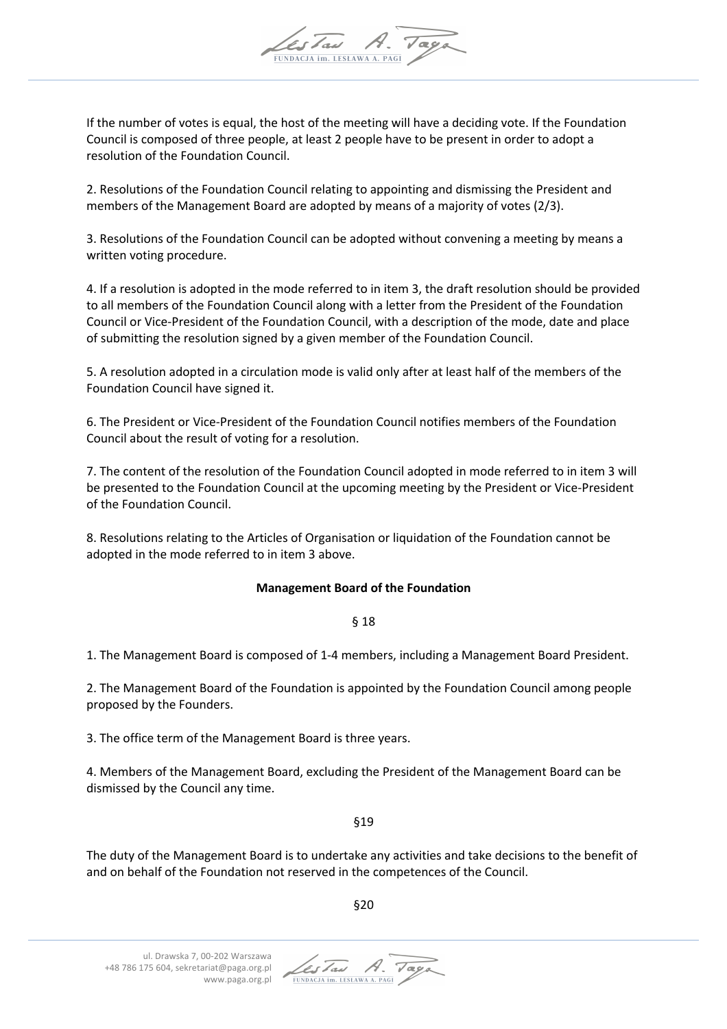If the number of votes is equal, the host of the meeting will have a deciding vote. If the Foundation Council is composed of three people, at least 2 people have to be present in order to adopt a resolution of the Foundation Council.

2. Resolutions of the Foundation Council relating to appointing and dismissing the President and members of the Management Board are adopted by means of a majority of votes (2/3).

3. Resolutions of the Foundation Council can be adopted without convening a meeting by means a written voting procedure.

4. If a resolution is adopted in the mode referred to in item 3, the draft resolution should be provided to all members of the Foundation Council along with a letter from the President of the Foundation Council or Vice-President of the Foundation Council, with a description of the mode, date and place of submitting the resolution signed by a given member of the Foundation Council.

5. A resolution adopted in a circulation mode is valid only after at least half of the members of the Foundation Council have signed it.

6. The President or Vice-President of the Foundation Council notifies members of the Foundation Council about the result of voting for a resolution.

7. The content of the resolution of the Foundation Council adopted in mode referred to in item 3 will be presented to the Foundation Council at the upcoming meeting by the President or Vice-President of the Foundation Council.

8. Resolutions relating to the Articles of Organisation or liquidation of the Foundation cannot be adopted in the mode referred to in item 3 above.

**Management Board of the Foundation**

§ 18

1. The Management Board is composed of 1-4 members, including a Management Board President.

2. The Management Board of the Foundation is appointed by the Foundation Council among people proposed by the Founders.

3. The office term of the Management Board is three years.

4. Members of the Management Board, excluding the President of the Management Board can be dismissed by the Council any time.

§19

The duty of the Management Board is to undertake any activities and take decisions to the benefit of and on behalf of the Foundation not reserved in the competences of the Council.

§20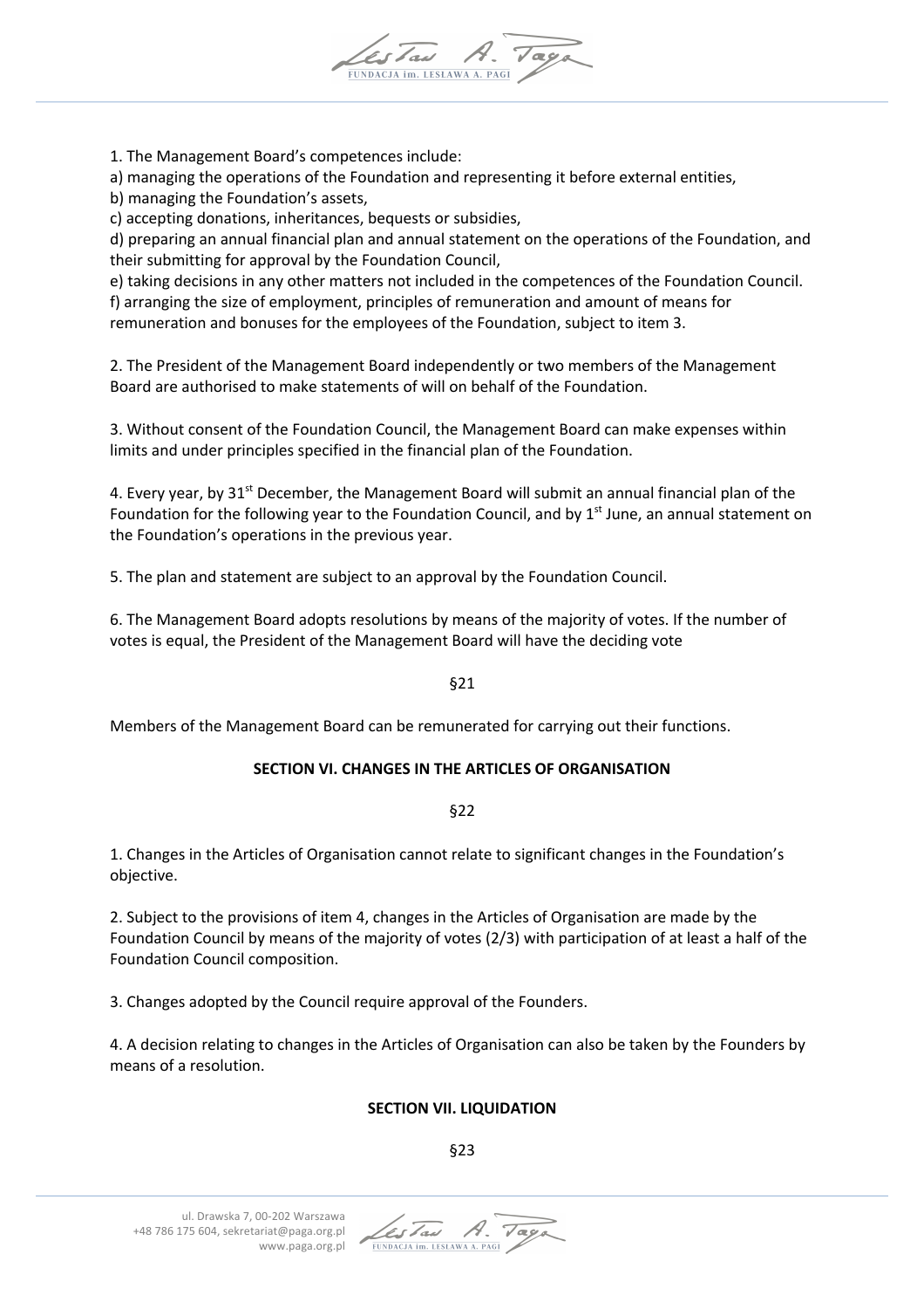1. The Management Board's competences include:

a) managing the operations of the Foundation and representing it before external entities,

b) managing the Foundation's assets,

c) accepting donations, inheritances, bequests or subsidies,

d) preparing an annual financial plan and annual statement on the operations of the Foundation, and their submitting for approval by the Foundation Council,

e) taking decisions in any other matters not included in the competences of the Foundation Council.

f) arranging the size of employment, principles of remuneration and amount of means for remuneration and bonuses for the employees of the Foundation, subject to item 3.

2. The President of the Management Board independently or two members of the Management Board are authorised to make statements of will on behalf of the Foundation.

3. Without consent of the Foundation Council, the Management Board can make expenses within limits and under principles specified in the financial plan of the Foundation.

4. Every year, by 31st December, the Management Board will submit an annual financial plan of the Foundation for the following year to the Foundation Council, and by 1st June, an annual statement on the Foundation's operations in the previous year.

5. The plan and statement are subject to an approval by the Foundation Council.

6. The Management Board adopts resolutions by means of the majority of votes. If the number of votes is equal, the President of the Management Board will have the deciding vote

§21

Members of the Management Board can be remunerated for carrying out their functions.

## SECTION VI. CHANGES IN THE ARTICLES OF ORGANISATION

§22

1. Changes in the Articles of Organisation cannot relate to significant changes in the Foundation's objective.

2. Subject to the provisions of item 4, changes in the Articles of Organisation are made by the Foundation Council by means of the majority of votes (2/3) with participation of at least a half of the Foundation Council composition.

3. Changes adopted by the Council require approval of the Founders.

4. A decision relating to changes in the Articles of Organisation can also be taken by the Founders by means of a resolution.

## SECTION VII. LIQUIDATION

§23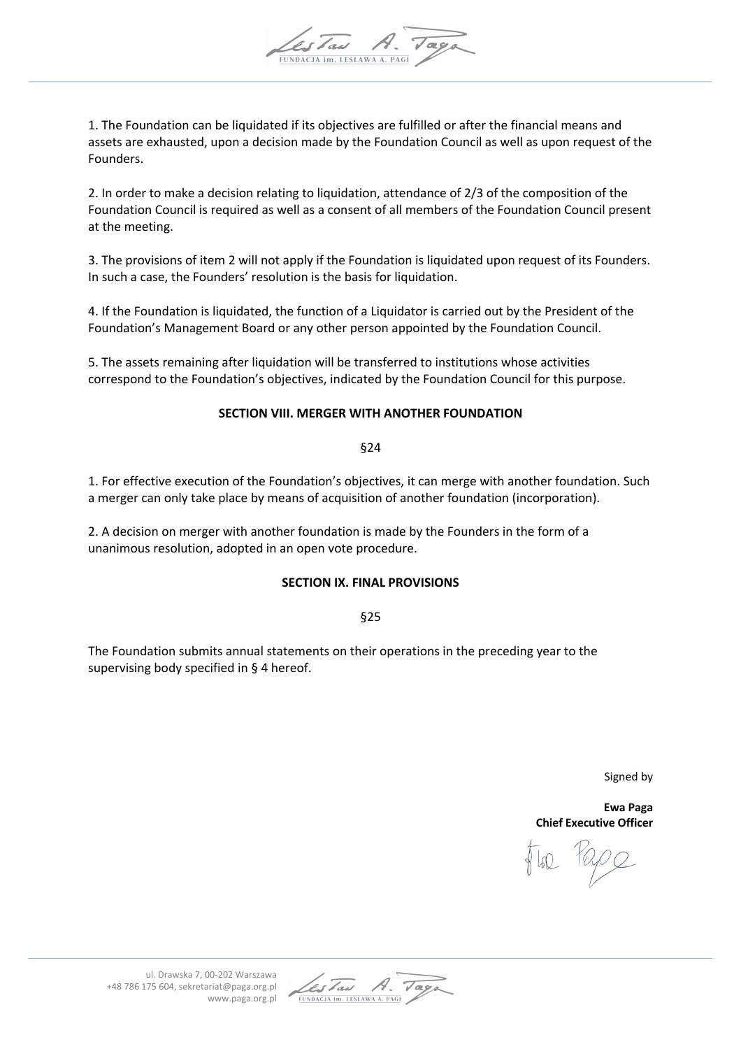1. The Foundation can be liquidated if its objectives are fulfilled or after the financial means and assets are exhausted, upon a decision made by the Foundation Council as well as upon request of the Founders.

2. In order to make a decision relating to liquidation, attendance of 2/3 of the composition of the Foundation Council is required as well as a consent of all members of the Foundation Council present at the meeting.

3. The provisions of item 2 will not apply if the Foundation is liquidated upon request of its Founders. In such a case, the Founders' resolution is the basis for liquidation.

4. If the Foundation is liquidated, the function of a Liquidator is carried out by the President of the Foundation's Management Board or any other person appointed by the Foundation Council.

5. The assets remaining after liquidation will be transferred to institutions whose activities correspond to the Foundation's objectives, indicated by the Foundation Council for this purpose.

## SECTION VIII. MERGER WITH ANOTHER FOUNDATION

§24

1. For effective execution of the Foundation's objectives, it can merge with another foundation. Such a merger can only take place by means of acquisition of another foundation (incorporation).

2. A decision on merger with another foundation is made by the Founders in the form of a unanimous resolution, adopted in an open vote procedure.

## SECTION IX. FINAL PROVISIONS

§25

The Foundation submits annual statements on their operations in the preceding year to the supervising body specified in § 4 hereof.

Signed by

**Ewa Paga**
**Chief Executive Officer**